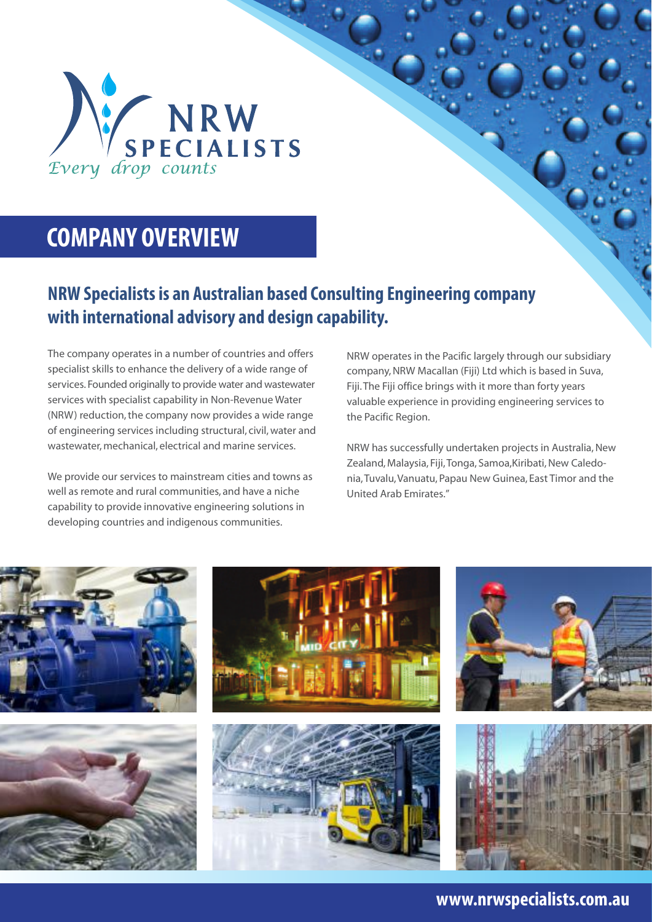NRW SPECIALISTS

*Every drop counts*

# COMPANY OVERVIEW

## NRW Specialists is an Australian based Consulting Engineering company with international advisory and design capability.

The company operates in a number of countries and offers specialist skills to enhance the delivery of a wide range of services. Founded originally to provide water and wastewater services with specialist capability in Non-Revenue Water (NRW) reduction, the company now provides a wide range of engineering services including structural, civil, water and wastewater, mechanical, electrical and marine services.

We provide our services to mainstream cities and towns as well as remote and rural communities, and have a niche capability to provide innovative engineering solutions in developing countries and indigenous communities.

NRW operates in the Pacific largely through our subsidiary company, NRW Macallan (Fiji) Ltd which is based in Suva, Fiji. The Fiji office brings with it more than forty years valuable experience in providing engineering services to the Pacific Region.

NRW has successfully undertaken projects in Australia, New Zealand, Malaysia, Fiji, Tonga, Samoa, Kiribati, New Caledonia, Tuvalu, Vanuatu, Papau New Guinea, East Timor and the United Arab Emirates."

www.nrwspecialists.com.au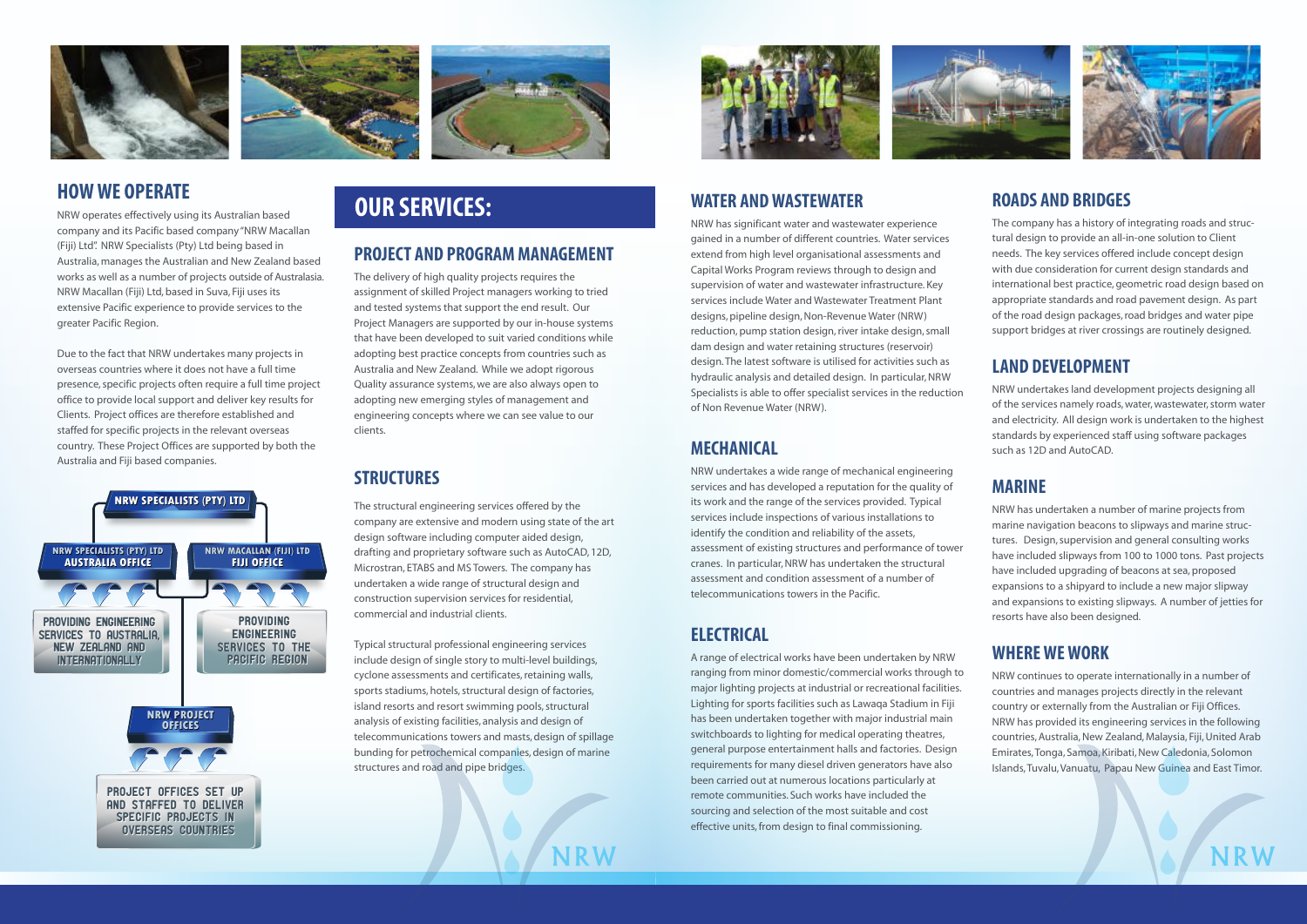## HOW WE OPERATE

NRW operates effectively using its Australian based company and its Pacific based company "NRW Macallan (Fiji) Ltd". NRW Specialists (Pty) Ltd being based in Australia, manages the Australian and New Zealand based works as well as a number of projects outside of Australasia. NRW Macallan (Fiji) Ltd, based in Suva, Fiji uses its extensive Pacific experience to provide services to the greater Pacific Region.

Due to the fact that NRW undertakes many projects in overseas countries where it does not have a full time presence, specific projects often require a full time project office to provide local support and deliver key results for Clients. Project offices are therefore established and staffed for specific projects in the relevant overseas country. These Project Offices are supported by both the Australia and Fiji based companies.

NRW SPECIALISTS (PTY) LTD

NRW SPECIALISTS (PTY) LTD
AUSTRALIA OFFICE

NRW MACALLAN (FIJI) LTD
FIJI OFFICE

PROVIDING ENGINEERING SERVICES TO AUSTRALIA, NEW ZEALAND AND INTERNATIONALLY

PROVIDING ENGINEERING SERVICES TO THE PACIFIC REGION

NRW PROJECT OFFICES

PROJECT OFFICES SET UP AND STAFFED TO DELIVER SPECIFIC PROJECTS IN OVERSEAS COUNTRIES

# OUR SERVICES:

## PROJECT AND PROGRAM MANAGEMENT

The delivery of high quality projects requires the assignment of skilled Project managers working to tried and tested systems that support the end result. Our Project Managers are supported by our in-house systems that have been developed to suit varied conditions while adopting best practice concepts from countries such as Australia and New Zealand. While we adopt rigorous Quality assurance systems, we are also always open to adopting new emerging styles of management and engineering concepts where we can see value to our clients.

## STRUCTURES

The structural engineering services offered by the company are extensive and modern using state of the art design software including computer aided design, drafting and proprietary software such as AutoCAD, 12D, Microstran, ETABS and MS Towers. The company has undertaken a wide range of structural design and construction supervision services for residential, commercial and industrial clients.

Typical structural professional engineering services include design of single story to multi-level buildings, cyclone assessments and certificates, retaining walls, sports stadiums, hotels, structural design of factories, island resorts and resort swimming pools, structural analysis of existing facilities, analysis and design of telecommunications towers and masts, design of spillage bunding for petrochemical companies, design of marine structures and road and pipe bridges.

## WATER AND WASTEWATER

NRW has significant water and wastewater experience gained in a number of different countries. Water services extend from high level organisational assessments and Capital Works Program reviews through to design and supervision of water and wastewater infrastructure. Key services include Water and Wastewater Treatment Plant designs, pipeline design, Non-Revenue Water (NRW) reduction, pump station design, river intake design, small dam design and water retaining structures (reservoir) design. The latest software is utilised for activities such as hydraulic analysis and detailed design. In particular, NRW Specialists is able to offer specialist services in the reduction of Non Revenue Water (NRW).

## MECHANICAL

NRW undertakes a wide range of mechanical engineering services and has developed a reputation for the quality of its work and the range of the services provided. Typical services include inspections of various installations to identify the condition and reliability of the assets, assessment of existing structures and performance of tower cranes. In particular, NRW has undertaken the structural assessment and condition assessment of a number of telecommunications towers in the Pacific.

## ELECTRICAL

A range of electrical works have been undertaken by NRW ranging from minor domestic/commercial works through to major lighting projects at industrial or recreational facilities. Lighting for sports facilities such as Lawaqa Stadium in Fiji has been undertaken together with major industrial main switchboards to lighting for medical operating theatres, general purpose entertainment halls and factories. Design requirements for many diesel driven generators have also been carried out at numerous locations particularly at remote communities. Such works have included the sourcing and selection of the most suitable and cost effective units, from design to final commissioning.

## ROADS AND BRIDGES

The company has a history of integrating roads and structural design to provide an all-in-one solution to Client needs. The key services offered include concept design with due consideration for current design standards and international best practice, geometric road design based on appropriate standards and road pavement design. As part of the road design packages, road bridges and water pipe support bridges at river crossings are routinely designed.

## LAND DEVELOPMENT

NRW undertakes land development projects designing all of the services namely roads, water, wastewater, storm water and electricity. All design work is undertaken to the highest standards by experienced staff using software packages such as 12D and AutoCAD.

## MARINE

NRW has undertaken a number of marine projects from marine navigation beacons to slipways and marine structures. Design, supervision and general consulting works have included slipways from 100 to 1000 tons. Past projects have included upgrading of beacons at sea, proposed expansions to a shipyard to include a new major slipway and expansions to existing slipways. A number of jetties for resorts have also been designed.

## WHERE WE WORK

NRW continues to operate internationally in a number of countries and manages projects directly in the relevant country or externally from the Australian or Fiji Offices. NRW has provided its engineering services in the following countries, Australia, New Zealand, Malaysia, Fiji, United Arab Emirates, Tonga, Samoa, Kiribati, New Caledonia, Solomon Islands, Tuvalu, Vanuatu, Papau New Guinea and East Timor.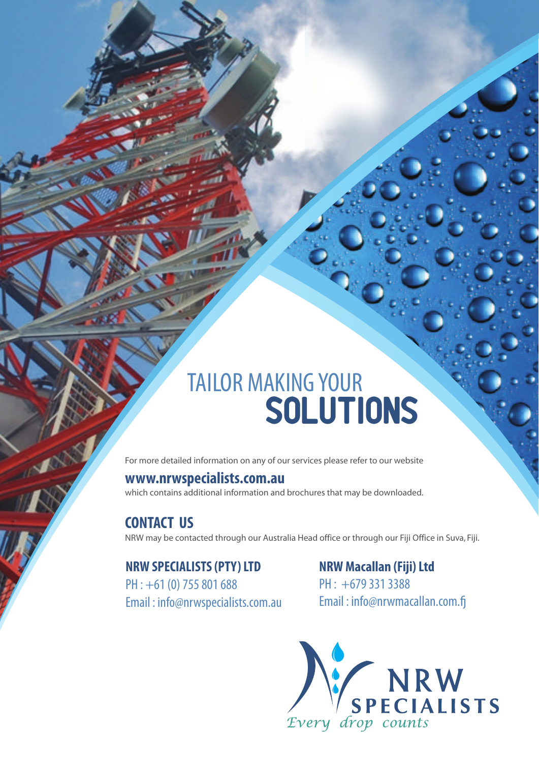# TAILOR MAKING YOUR SOLUTIONS

For more detailed information on any of our services please refer to our website

**www.nrwspecialists.com.au**

which contains additional information and brochures that may be downloaded.

## CONTACT US

NRW may be contacted through our Australia Head office or through our Fiji Office in Suva, Fiji.

**NRW SPECIALISTS (PTY) LTD**
PH : +61 (0) 755 801 688
Email : info@nrwspecialists.com.au

**NRW Macallan (Fiji) Ltd**
PH : +679 331 3388
Email : info@nrwmacallan.com.fj

NRW SPECIALISTS
*Every drop counts*